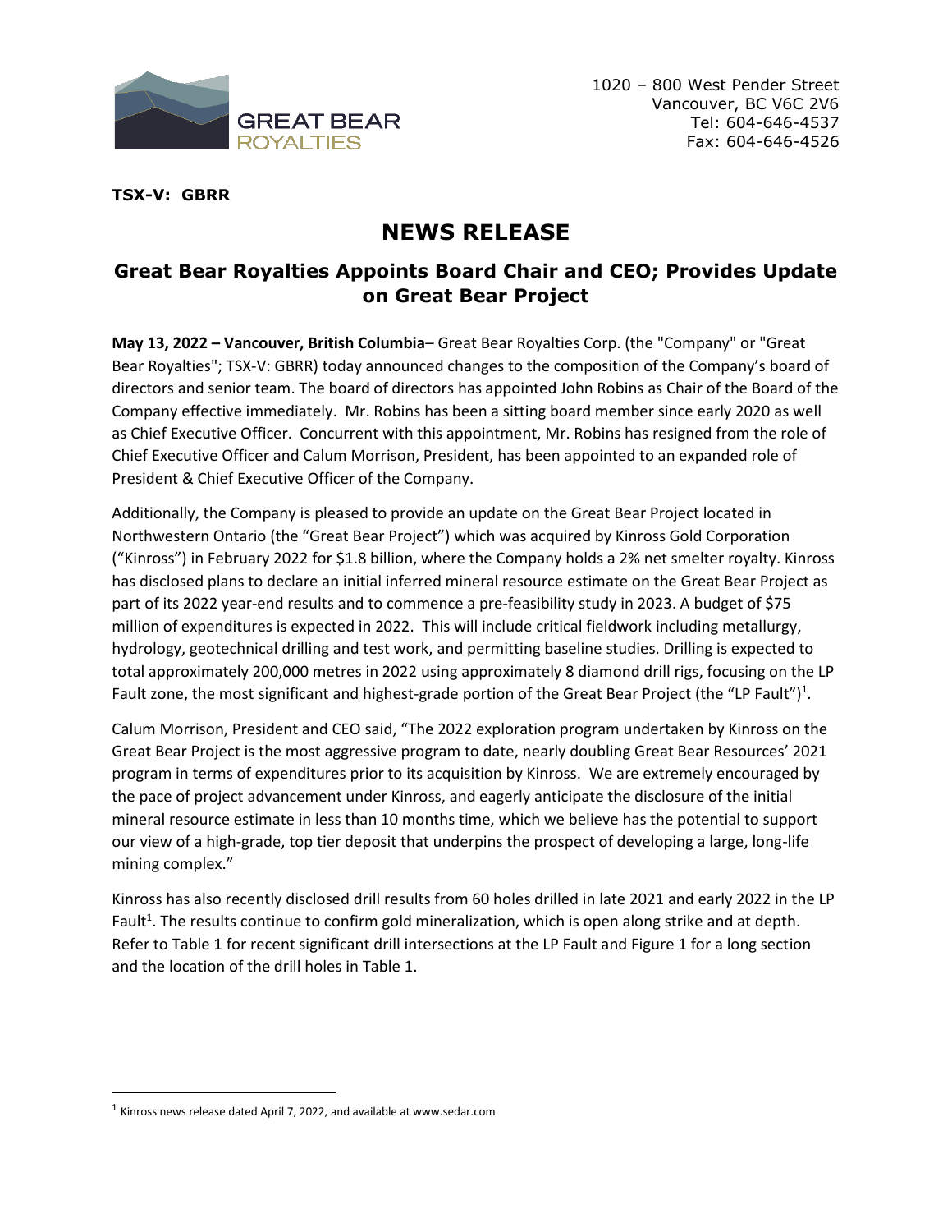1020 – 800 West Pender Street
Vancouver, BC V6C 2V6
Tel: 604-646-4537
Fax: 604-646-4526

**TSX-V: GBRR**

# NEWS RELEASE

## Great Bear Royalties Appoints Board Chair and CEO; Provides Update on Great Bear Project

**May 13, 2022 – Vancouver, British Columbia**– Great Bear Royalties Corp. (the "Company" or "Great Bear Royalties"; TSX-V: GBRR) today announced changes to the composition of the Company's board of directors and senior team. The board of directors has appointed John Robins as Chair of the Board of the Company effective immediately. Mr. Robins has been a sitting board member since early 2020 as well as Chief Executive Officer. Concurrent with this appointment, Mr. Robins has resigned from the role of Chief Executive Officer and Calum Morrison, President, has been appointed to an expanded role of President & Chief Executive Officer of the Company.

Additionally, the Company is pleased to provide an update on the Great Bear Project located in Northwestern Ontario (the "Great Bear Project") which was acquired by Kinross Gold Corporation ("Kinross") in February 2022 for $1.8 billion, where the Company holds a 2% net smelter royalty. Kinross has disclosed plans to declare an initial inferred mineral resource estimate on the Great Bear Project as part of its 2022 year-end results and to commence a pre-feasibility study in 2023. A budget of $75 million of expenditures is expected in 2022. This will include critical fieldwork including metallurgy, hydrology, geotechnical drilling and test work, and permitting baseline studies. Drilling is expected to total approximately 200,000 metres in 2022 using approximately 8 diamond drill rigs, focusing on the LP Fault zone, the most significant and highest-grade portion of the Great Bear Project (the "LP Fault")[1].

Calum Morrison, President and CEO said, "The 2022 exploration program undertaken by Kinross on the Great Bear Project is the most aggressive program to date, nearly doubling Great Bear Resources' 2021 program in terms of expenditures prior to its acquisition by Kinross. We are extremely encouraged by the pace of project advancement under Kinross, and eagerly anticipate the disclosure of the initial mineral resource estimate in less than 10 months time, which we believe has the potential to support our view of a high-grade, top tier deposit that underpins the prospect of developing a large, long-life mining complex."

Kinross has also recently disclosed drill results from 60 holes drilled in late 2021 and early 2022 in the LP Fault[1]. The results continue to confirm gold mineralization, which is open along strike and at depth. Refer to Table 1 for recent significant drill intersections at the LP Fault and Figure 1 for a long section and the location of the drill holes in Table 1.

[1] Kinross news release dated April 7, 2022, and available at www.sedar.com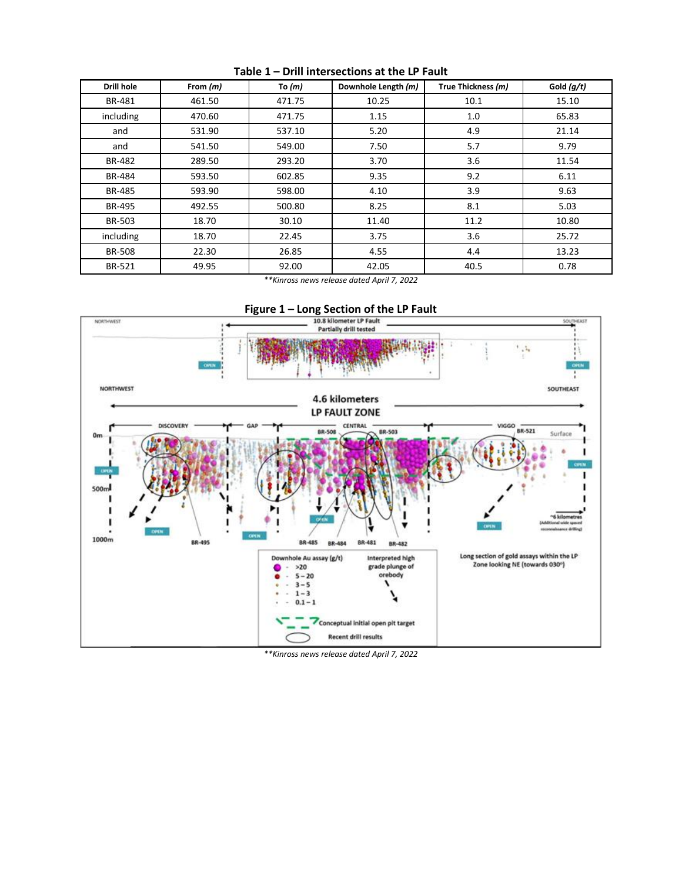**Table 1 – Drill intersections at the LP Fault**

| Drill hole | From *(m)* | To *(m)* | Downhole Length *(m)* | True Thickness *(m)* | Gold *(g/t)* |
|---|---|---|---|---|---|
| BR-481 | 461.50 | 471.75 | 10.25 | 10.1 | 15.10 |
| including | 470.60 | 471.75 | 1.15 | 1.0 | 65.83 |
| and | 531.90 | 537.10 | 5.20 | 4.9 | 21.14 |
| and | 541.50 | 549.00 | 7.50 | 5.7 | 9.79 |
| BR-482 | 289.50 | 293.20 | 3.70 | 3.6 | 11.54 |
| BR-484 | 593.50 | 602.85 | 9.35 | 9.2 | 6.11 |
| BR-485 | 593.90 | 598.00 | 4.10 | 3.9 | 9.63 |
| BR-495 | 492.55 | 500.80 | 8.25 | 8.1 | 5.03 |
| BR-503 | 18.70 | 30.10 | 11.40 | 11.2 | 10.80 |
| including | 18.70 | 22.45 | 3.75 | 3.6 | 25.72 |
| BR-508 | 22.30 | 26.85 | 4.55 | 4.4 | 13.23 |
| BR-521 | 49.95 | 92.00 | 42.05 | 40.5 | 0.78 |

*\*\*Kinross news release dated April 7, 2022*

**Figure 1 – Long Section of the LP Fault**

*\*\*Kinross news release dated April 7, 2022*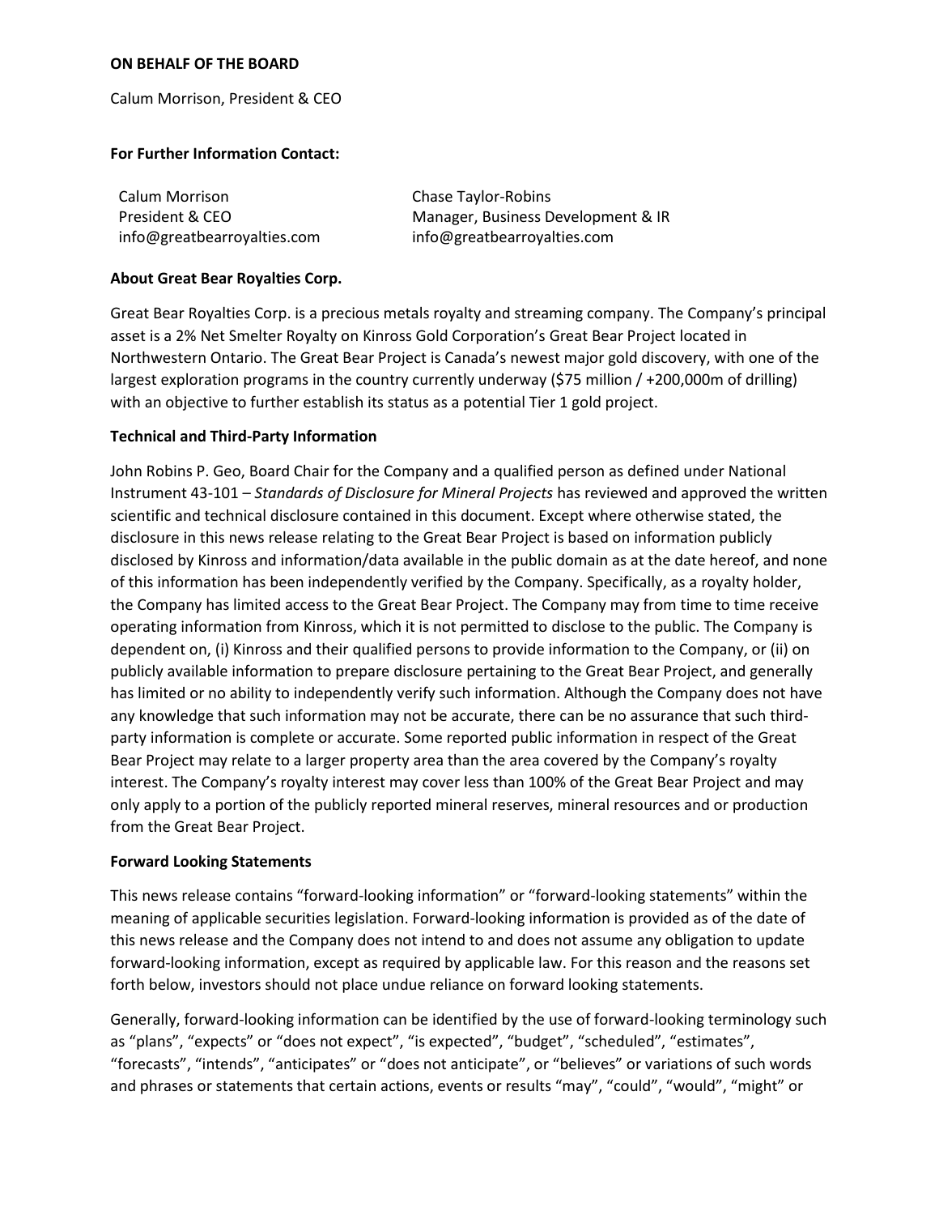**ON BEHALF OF THE BOARD**

Calum Morrison, President & CEO

**For Further Information Contact:**

| Calum Morrison | Chase Taylor-Robins |
| --- | --- |
| President & CEO | Manager, Business Development & IR |
| info@greatbearroyalties.com | info@greatbearroyalties.com |

**About Great Bear Royalties Corp.**

Great Bear Royalties Corp. is a precious metals royalty and streaming company. The Company's principal asset is a 2% Net Smelter Royalty on Kinross Gold Corporation's Great Bear Project located in Northwestern Ontario. The Great Bear Project is Canada's newest major gold discovery, with one of the largest exploration programs in the country currently underway ($75 million / +200,000m of drilling) with an objective to further establish its status as a potential Tier 1 gold project.

**Technical and Third-Party Information**

John Robins P. Geo, Board Chair for the Company and a qualified person as defined under National Instrument 43-101 – *Standards of Disclosure for Mineral Projects* has reviewed and approved the written scientific and technical disclosure contained in this document. Except where otherwise stated, the disclosure in this news release relating to the Great Bear Project is based on information publicly disclosed by Kinross and information/data available in the public domain as at the date hereof, and none of this information has been independently verified by the Company. Specifically, as a royalty holder, the Company has limited access to the Great Bear Project. The Company may from time to time receive operating information from Kinross, which it is not permitted to disclose to the public. The Company is dependent on, (i) Kinross and their qualified persons to provide information to the Company, or (ii) on publicly available information to prepare disclosure pertaining to the Great Bear Project, and generally has limited or no ability to independently verify such information. Although the Company does not have any knowledge that such information may not be accurate, there can be no assurance that such third-party information is complete or accurate. Some reported public information in respect of the Great Bear Project may relate to a larger property area than the area covered by the Company's royalty interest. The Company's royalty interest may cover less than 100% of the Great Bear Project and may only apply to a portion of the publicly reported mineral reserves, mineral resources and or production from the Great Bear Project.

**Forward Looking Statements**

This news release contains "forward-looking information" or "forward-looking statements" within the meaning of applicable securities legislation. Forward-looking information is provided as of the date of this news release and the Company does not intend to and does not assume any obligation to update forward-looking information, except as required by applicable law. For this reason and the reasons set forth below, investors should not place undue reliance on forward looking statements.

Generally, forward-looking information can be identified by the use of forward-looking terminology such as "plans", "expects" or "does not expect", "is expected", "budget", "scheduled", "estimates", "forecasts", "intends", "anticipates" or "does not anticipate", or "believes" or variations of such words and phrases or statements that certain actions, events or results "may", "could", "would", "might" or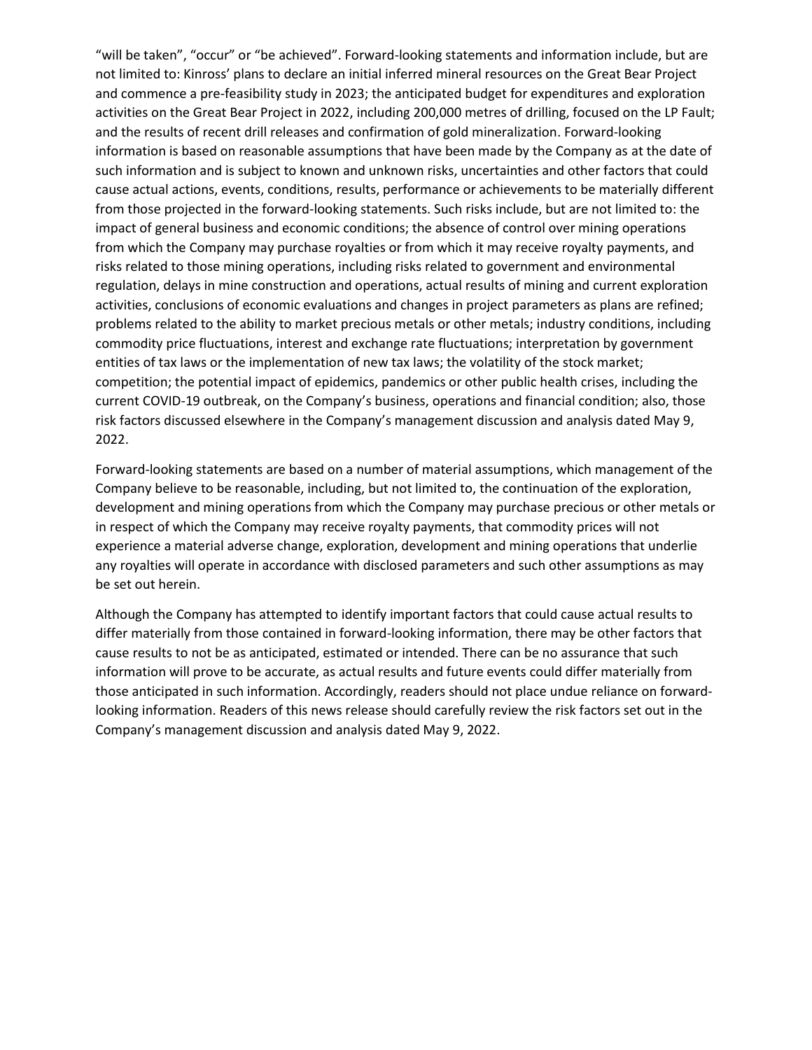“will be taken”, “occur” or “be achieved”. Forward-looking statements and information include, but are not limited to: Kinross’ plans to declare an initial inferred mineral resources on the Great Bear Project and commence a pre-feasibility study in 2023; the anticipated budget for expenditures and exploration activities on the Great Bear Project in 2022, including 200,000 metres of drilling, focused on the LP Fault; and the results of recent drill releases and confirmation of gold mineralization. Forward-looking information is based on reasonable assumptions that have been made by the Company as at the date of such information and is subject to known and unknown risks, uncertainties and other factors that could cause actual actions, events, conditions, results, performance or achievements to be materially different from those projected in the forward-looking statements. Such risks include, but are not limited to: the impact of general business and economic conditions; the absence of control over mining operations from which the Company may purchase royalties or from which it may receive royalty payments, and risks related to those mining operations, including risks related to government and environmental regulation, delays in mine construction and operations, actual results of mining and current exploration activities, conclusions of economic evaluations and changes in project parameters as plans are refined; problems related to the ability to market precious metals or other metals; industry conditions, including commodity price fluctuations, interest and exchange rate fluctuations; interpretation by government entities of tax laws or the implementation of new tax laws; the volatility of the stock market; competition; the potential impact of epidemics, pandemics or other public health crises, including the current COVID-19 outbreak, on the Company’s business, operations and financial condition; also, those risk factors discussed elsewhere in the Company’s management discussion and analysis dated May 9, 2022.

Forward-looking statements are based on a number of material assumptions, which management of the Company believe to be reasonable, including, but not limited to, the continuation of the exploration, development and mining operations from which the Company may purchase precious or other metals or in respect of which the Company may receive royalty payments, that commodity prices will not experience a material adverse change, exploration, development and mining operations that underlie any royalties will operate in accordance with disclosed parameters and such other assumptions as may be set out herein.

Although the Company has attempted to identify important factors that could cause actual results to differ materially from those contained in forward-looking information, there may be other factors that cause results to not be as anticipated, estimated or intended. There can be no assurance that such information will prove to be accurate, as actual results and future events could differ materially from those anticipated in such information. Accordingly, readers should not place undue reliance on forward-looking information. Readers of this news release should carefully review the risk factors set out in the Company’s management discussion and analysis dated May 9, 2022.